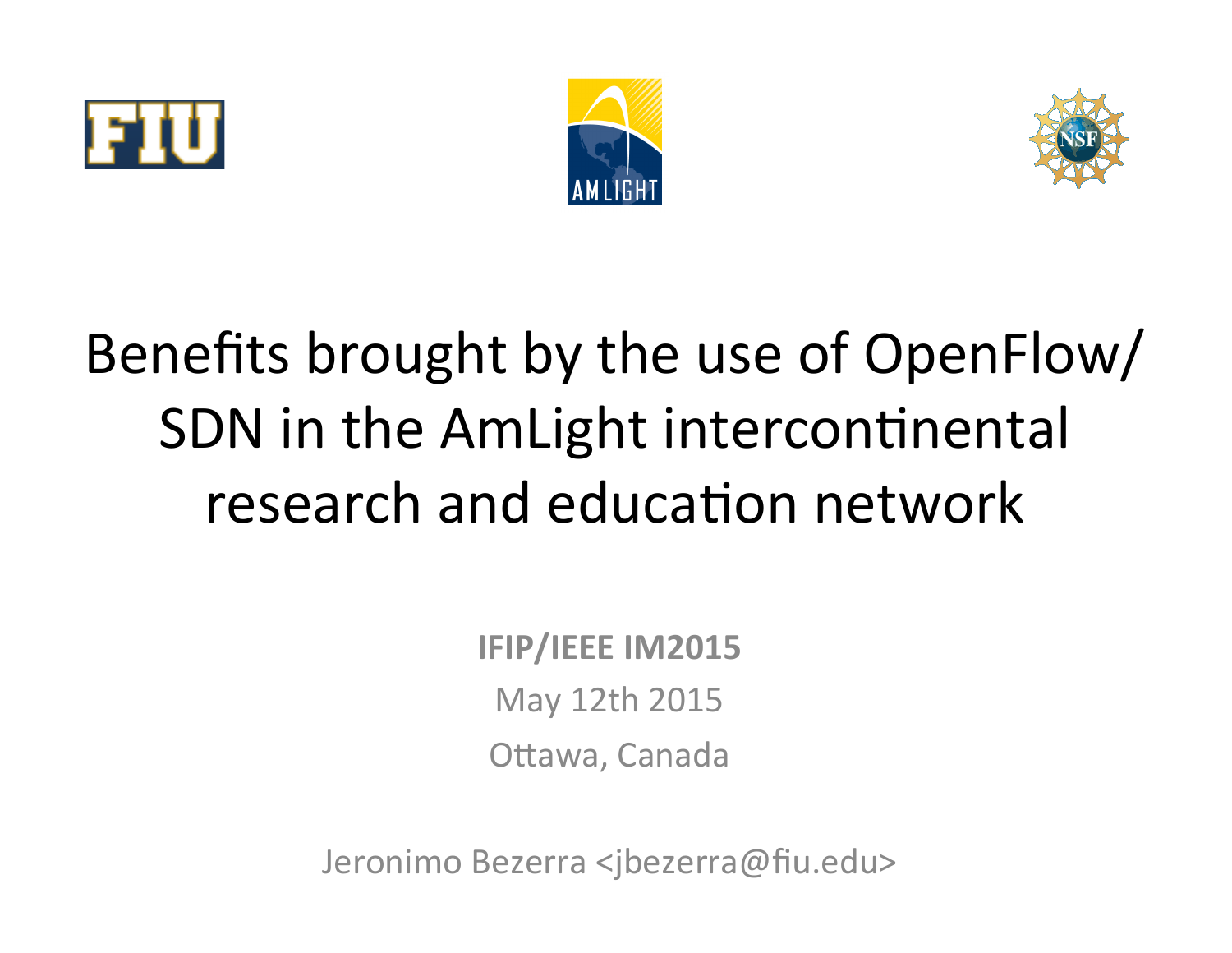# Benefits brought by the use of OpenFlow/SDN in the AmLight intercontinental research and education network

**IFIP/IEEE IM2015**

May 12th 2015

Ottawa, Canada

Jeronimo Bezerra <jbezerra@fiu.edu>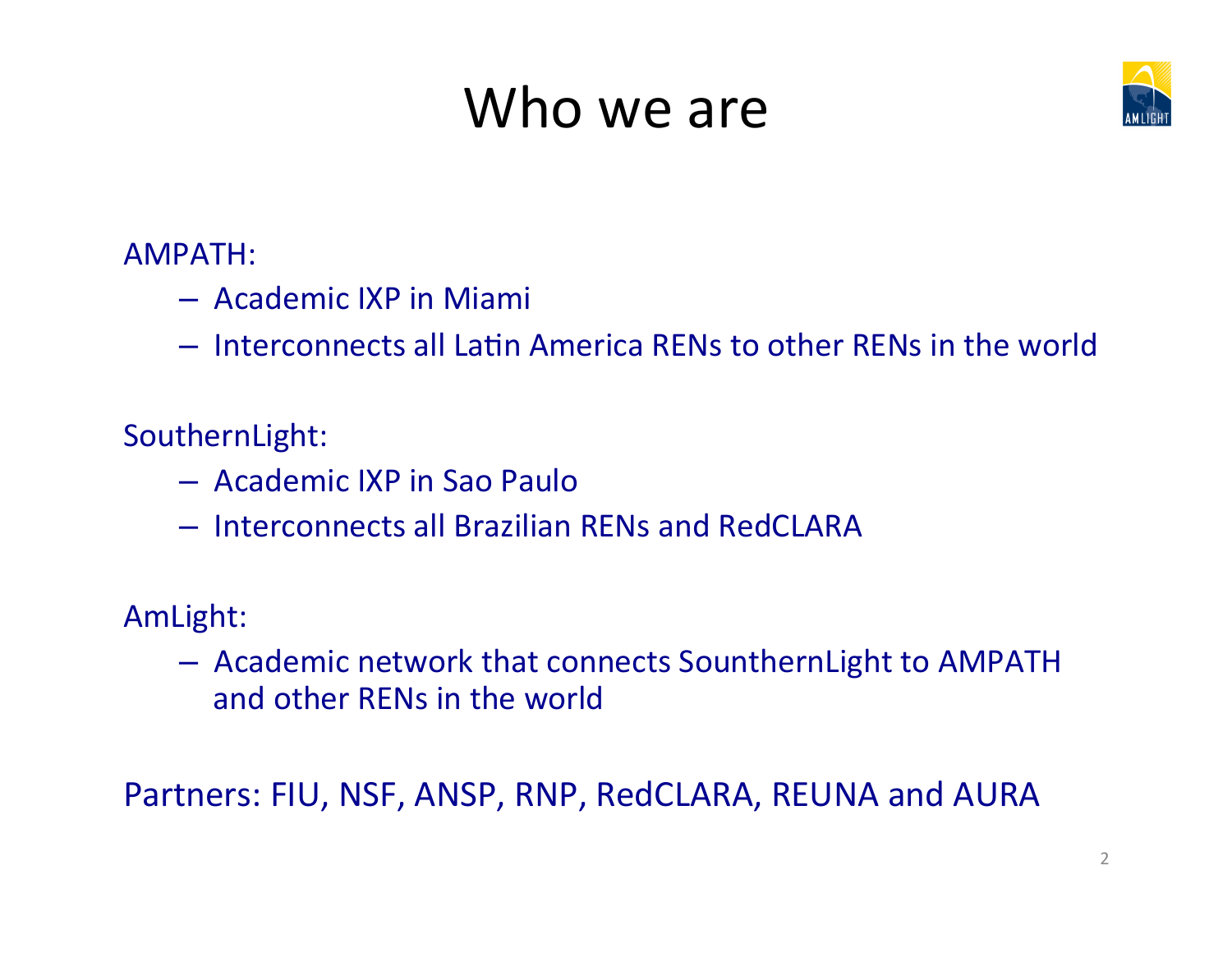# Who we are

AMPATH:

- Academic IXP in Miami
- Interconnects all Latin America RENs to other RENs in the world

SouthernLight:

- Academic IXP in Sao Paulo
- Interconnects all Brazilian RENs and RedCLARA

AmLight:

- Academic network that connects SounthernLight to AMPATH and other RENs in the world

Partners: FIU, NSF, ANSP, RNP, RedCLARA, REUNA and AURA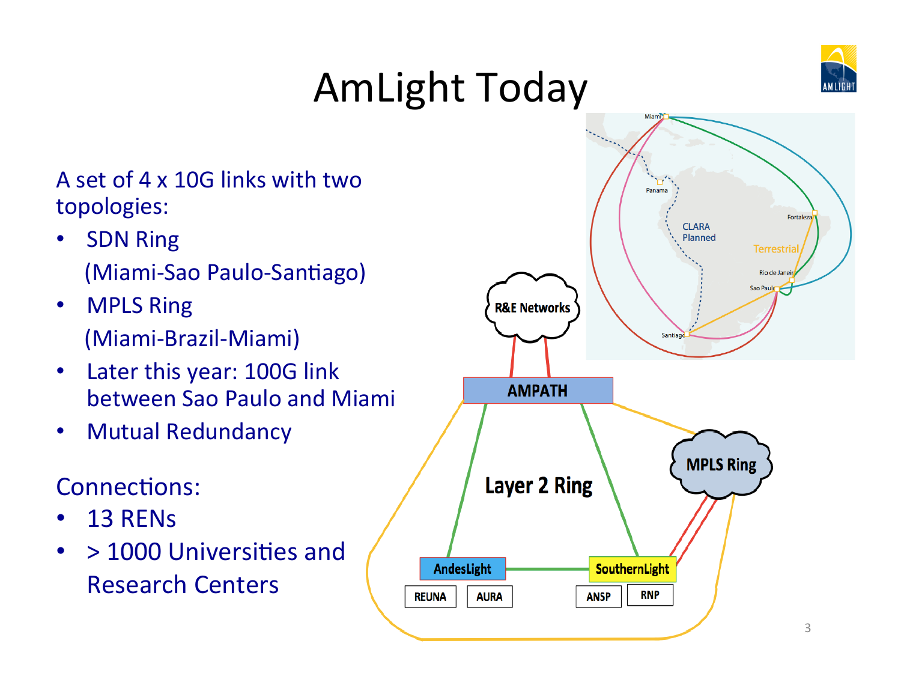# AmLight Today

A set of 4 x 10G links with two topologies:

- SDN Ring (Miami-Sao Paulo-Santiago)
- MPLS Ring (Miami-Brazil-Miami)
- Later this year: 100G link between Sao Paulo and Miami
- Mutual Redundancy

Connections:

- 13 RENs
- > 1000 Universities and Research Centers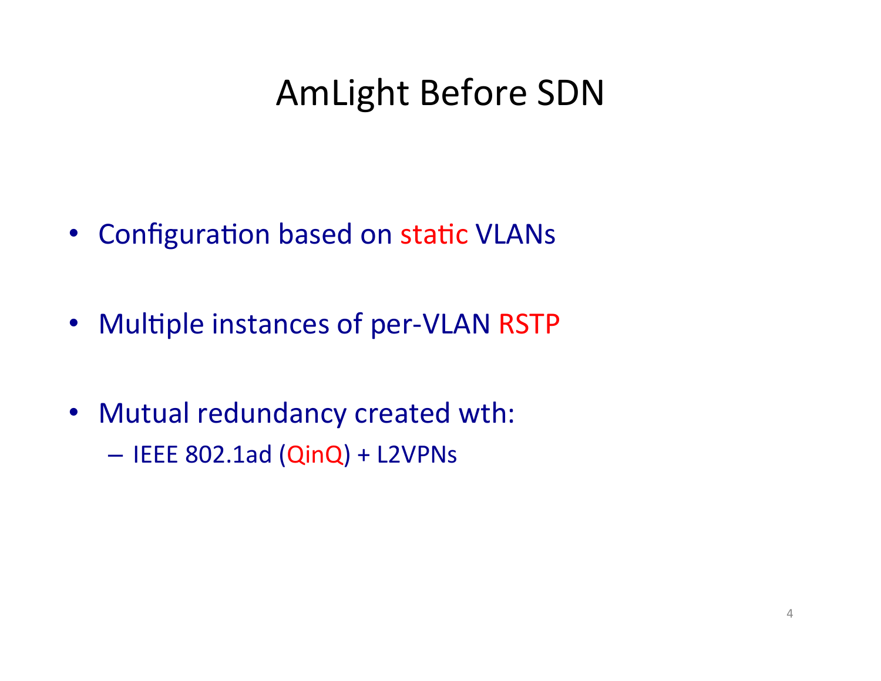# AmLight Before SDN

- Configuration based on static VLANs
- Multiple instances of per-VLAN RSTP
- Mutual redundancy created wth:
  - IEEE 802.1ad (QinQ) + L2VPNs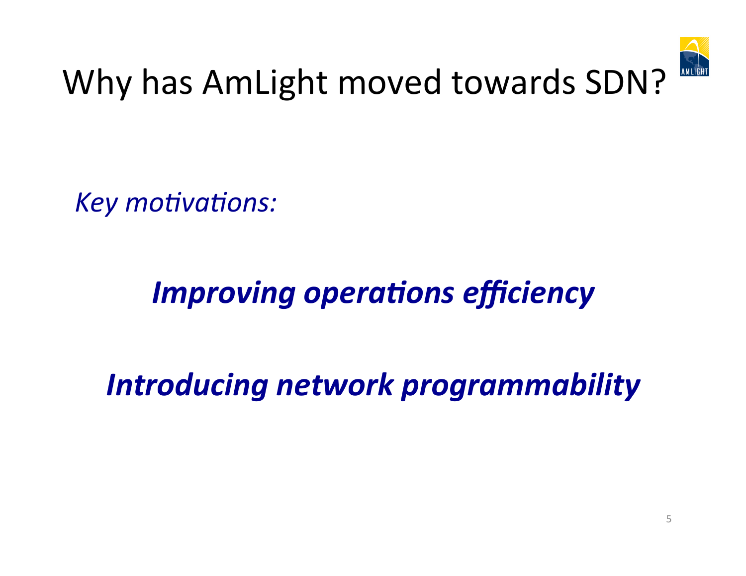# Why has AmLight moved towards SDN?

*Key motivations:*

***Improving operations efficiency***

***Introducing network programmability***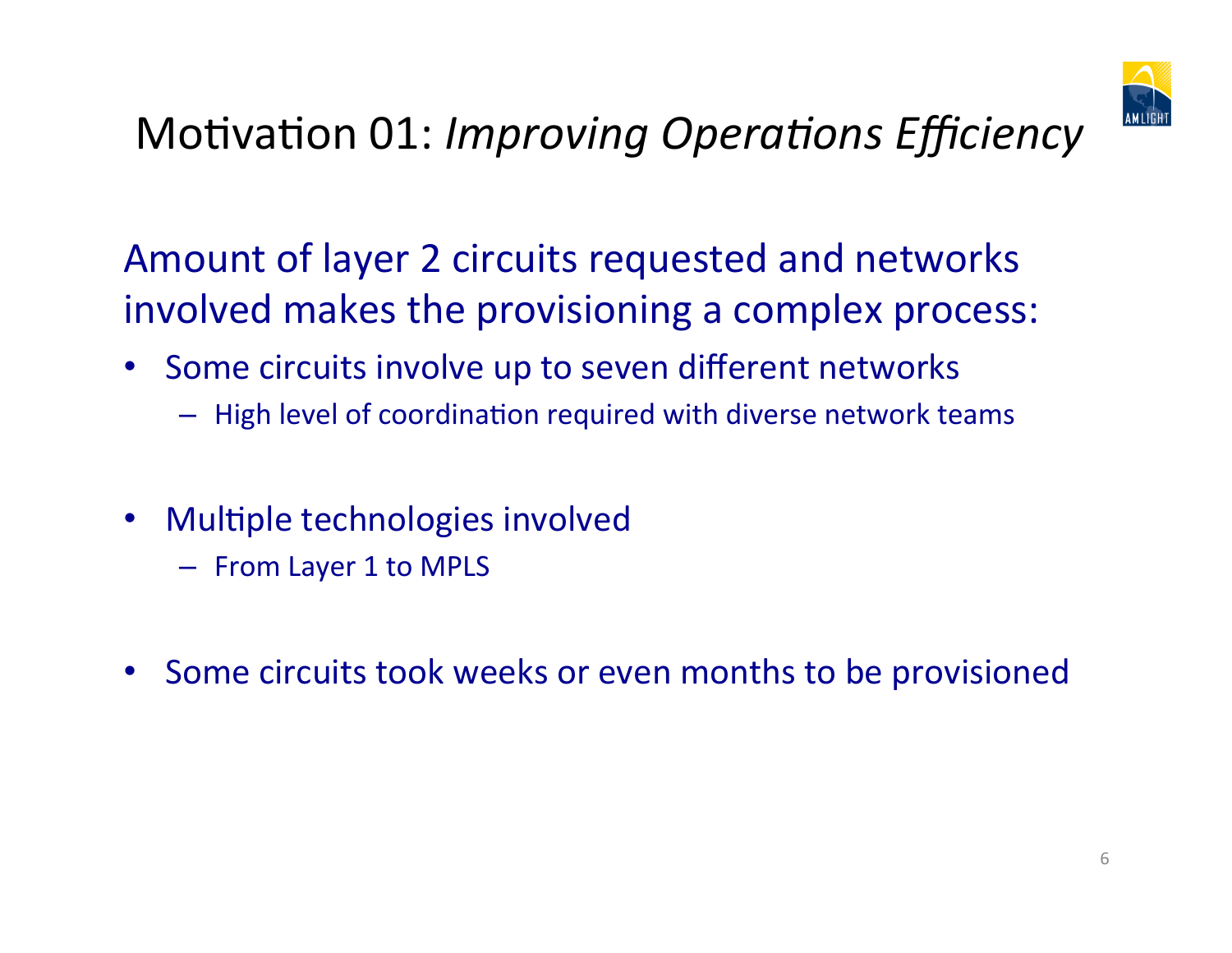# Motivation 01: *Improving Operations Efficiency*

Amount of layer 2 circuits requested and networks involved makes the provisioning a complex process:

- Some circuits involve up to seven different networks
  - High level of coordination required with diverse network teams
- Multiple technologies involved
  - From Layer 1 to MPLS
- Some circuits took weeks or even months to be provisioned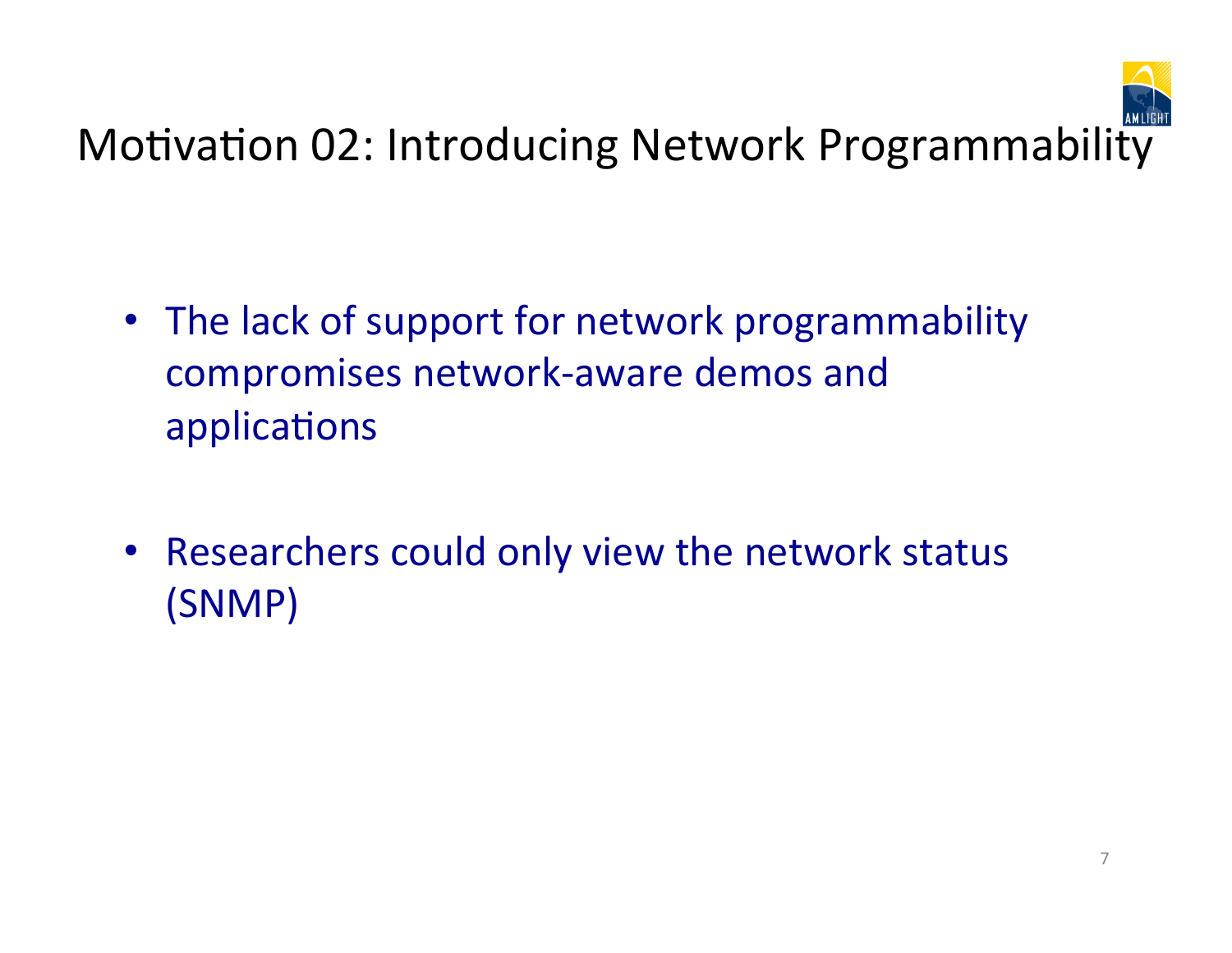# Motivation 02: Introducing Network Programmability

- The lack of support for network programmability compromises network-aware demos and applications
- Researchers could only view the network status (SNMP)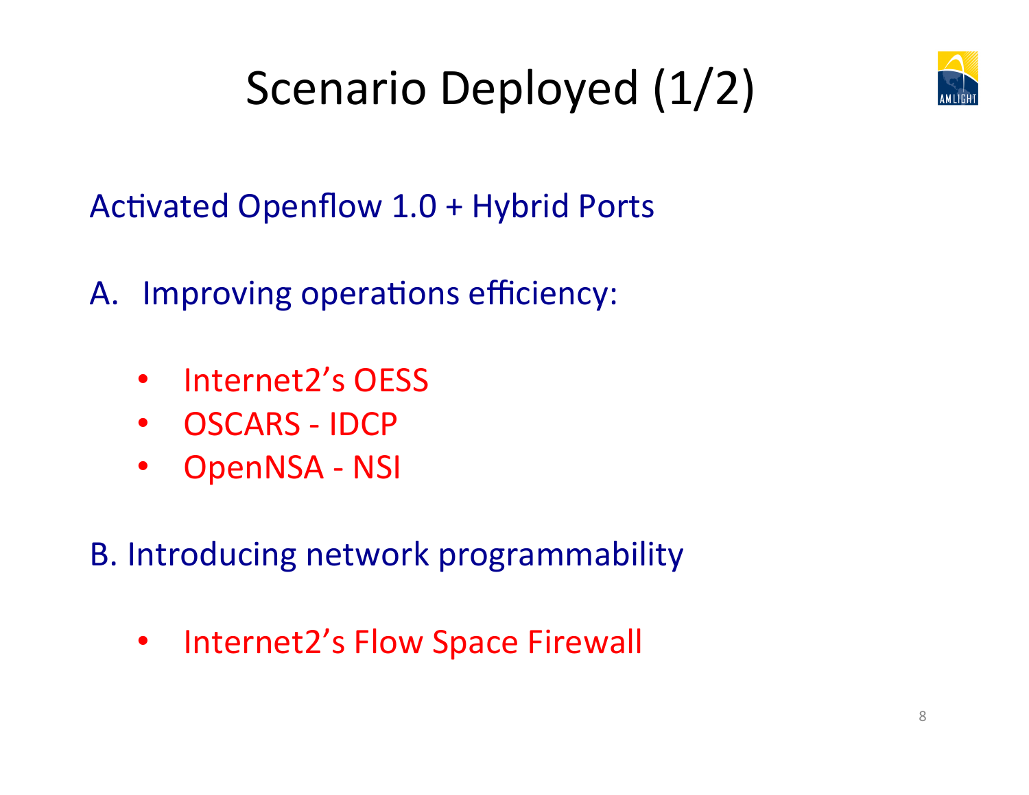# Scenario Deployed (1/2)

Activated Openflow 1.0 + Hybrid Ports

A. Improving operations efficiency:

- Internet2's OESS
- OSCARS - IDCP
- OpenNSA - NSI

B. Introducing network programmability

- Internet2's Flow Space Firewall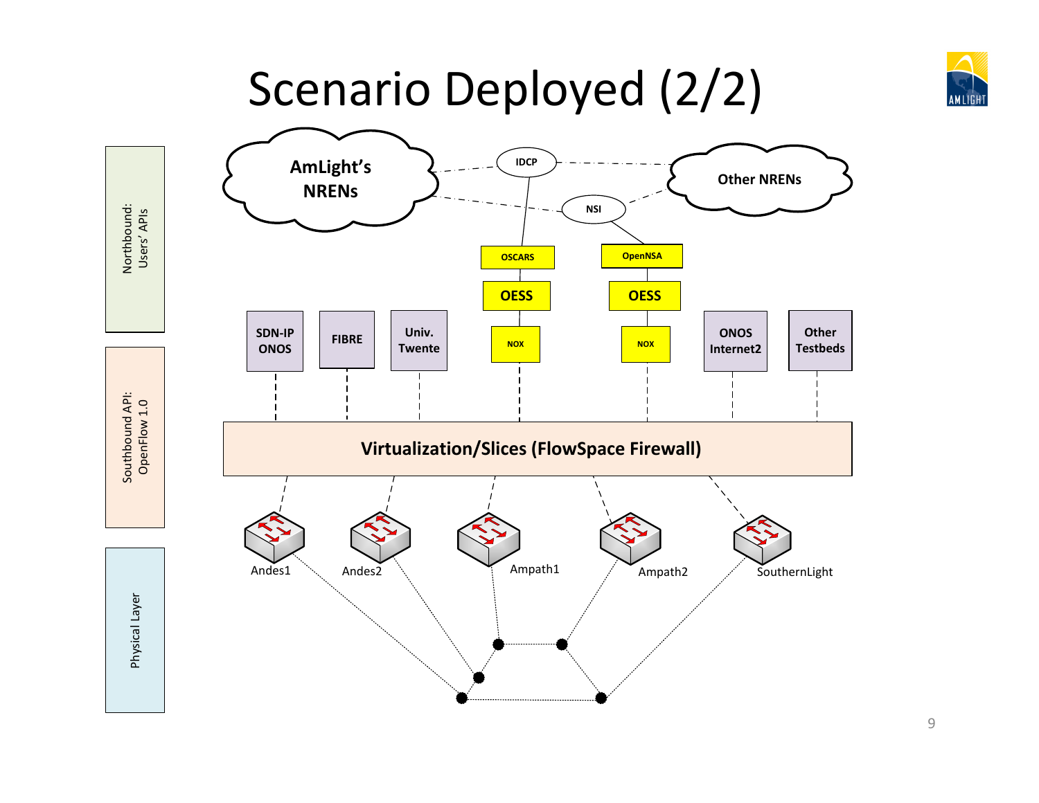# Scenario Deployed (2/2)

Northbound: Users' APIs

Southbound API: OpenFlow 1.0

Physical Layer

AmLight's NRENs

IDCP

NSI

Other NRENs

OSCARS

OpenNSA

OESS

OESS

SDN-IP ONOS

FIBRE

Univ. Twente

NOX

NOX

ONOS Internet2

Other Testbeds

Virtualization/Slices (FlowSpace Firewall)

Andes1

Andes2

Ampath1

Ampath2

SouthernLight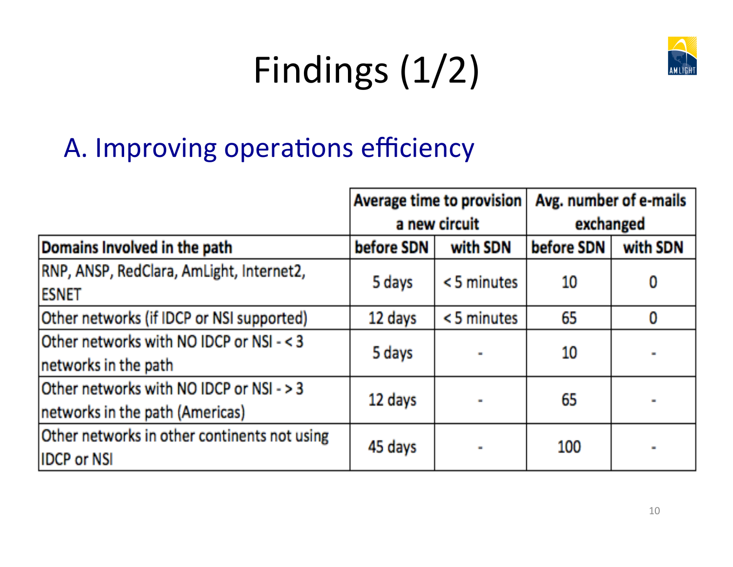# Findings (1/2)

## A. Improving operations efficiency

| | Average time to provision a new circuit | | Avg. number of e-mails exchanged | |
|---|---|---|---|---|
| **Domains Involved in the path** | **before SDN** | **with SDN** | **before SDN** | **with SDN** |
| RNP, ANSP, RedClara, AmLight, Internet2, ESNET | 5 days | < 5 minutes | 10 | 0 |
| Other networks (if IDCP or NSI supported) | 12 days | < 5 minutes | 65 | 0 |
| Other networks with NO IDCP or NSI - < 3 networks in the path | 5 days | - | 10 | - |
| Other networks with NO IDCP or NSI - > 3 networks in the path (Americas) | 12 days | - | 65 | - |
| Other networks in other continents not using IDCP or NSI | 45 days | - | 100 | - |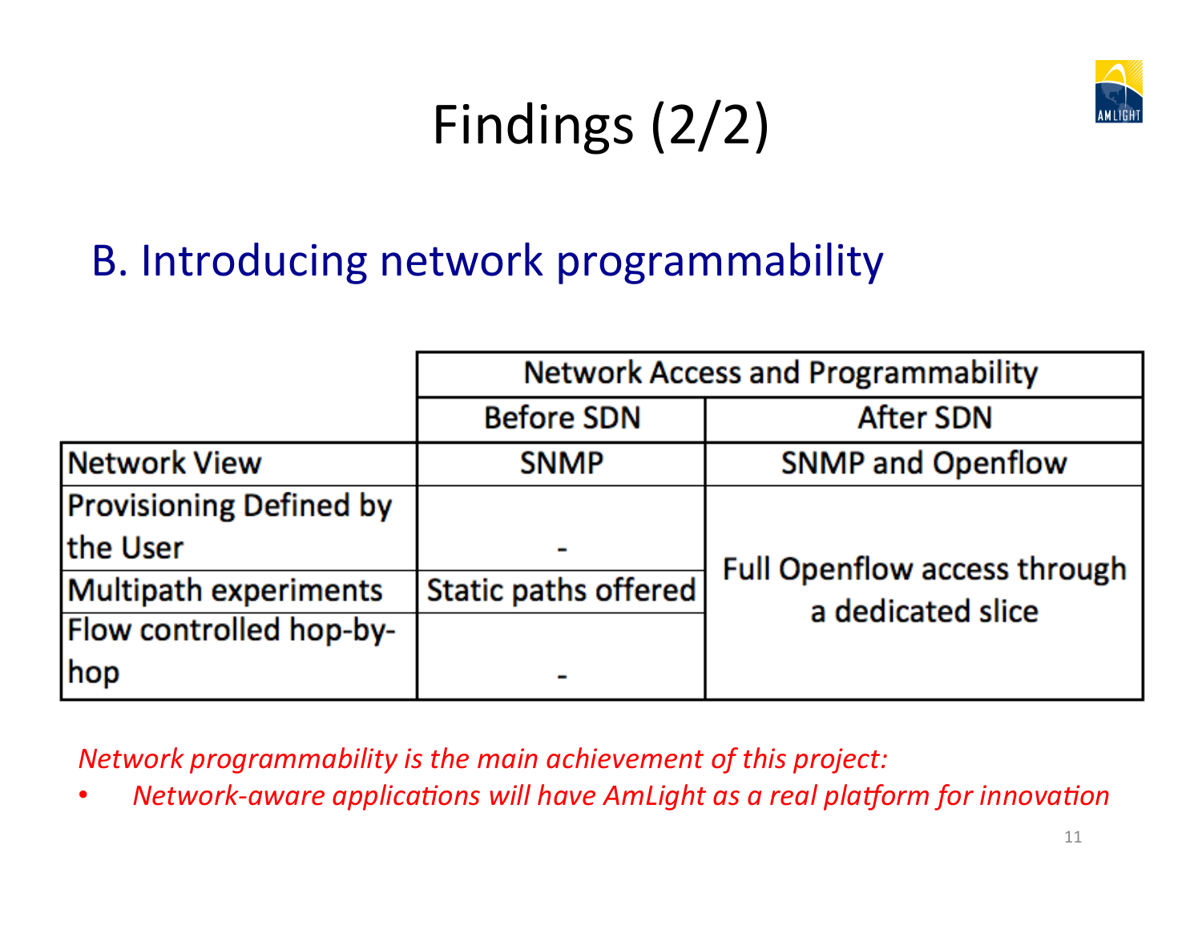# Findings (2/2)

## B. Introducing network programmability

| | Network Access and Programmability | |
|---|---|---|
| | Before SDN | After SDN |
| Network View | SNMP | SNMP and Openflow |
| Provisioning Defined by the User | - | Full Openflow access through a dedicated slice |
| Multipath experiments | Static paths offered | Full Openflow access through a dedicated slice |
| Flow controlled hop-by-hop | - | Full Openflow access through a dedicated slice |

*Network programmability is the main achievement of this project:*

- *Network-aware applications will have AmLight as a real platform for innovation*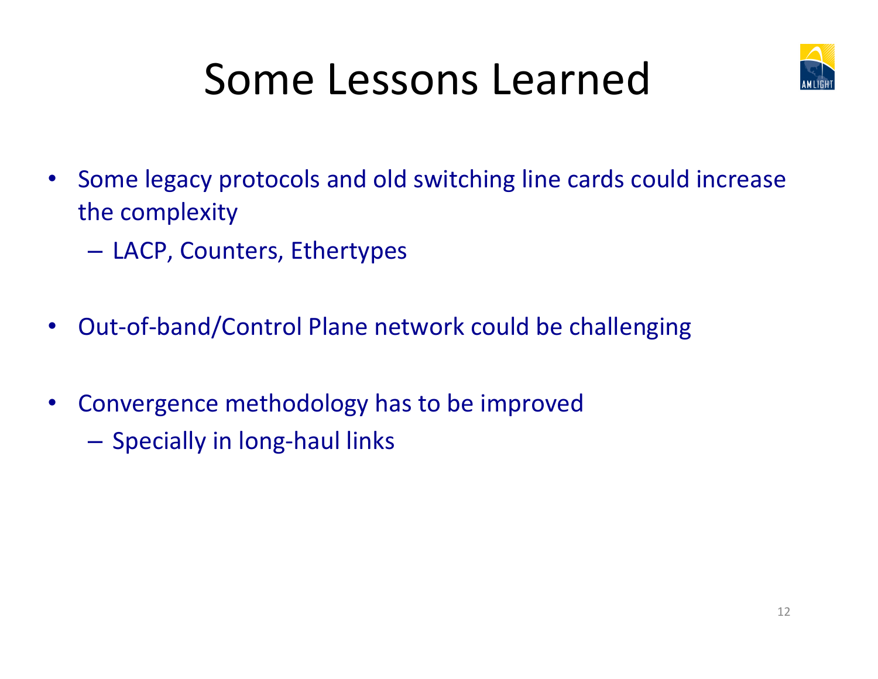# Some Lessons Learned

- Some legacy protocols and old switching line cards could increase the complexity
  - LACP, Counters, Ethertypes
- Out-of-band/Control Plane network could be challenging
- Convergence methodology has to be improved
  - Specially in long-haul links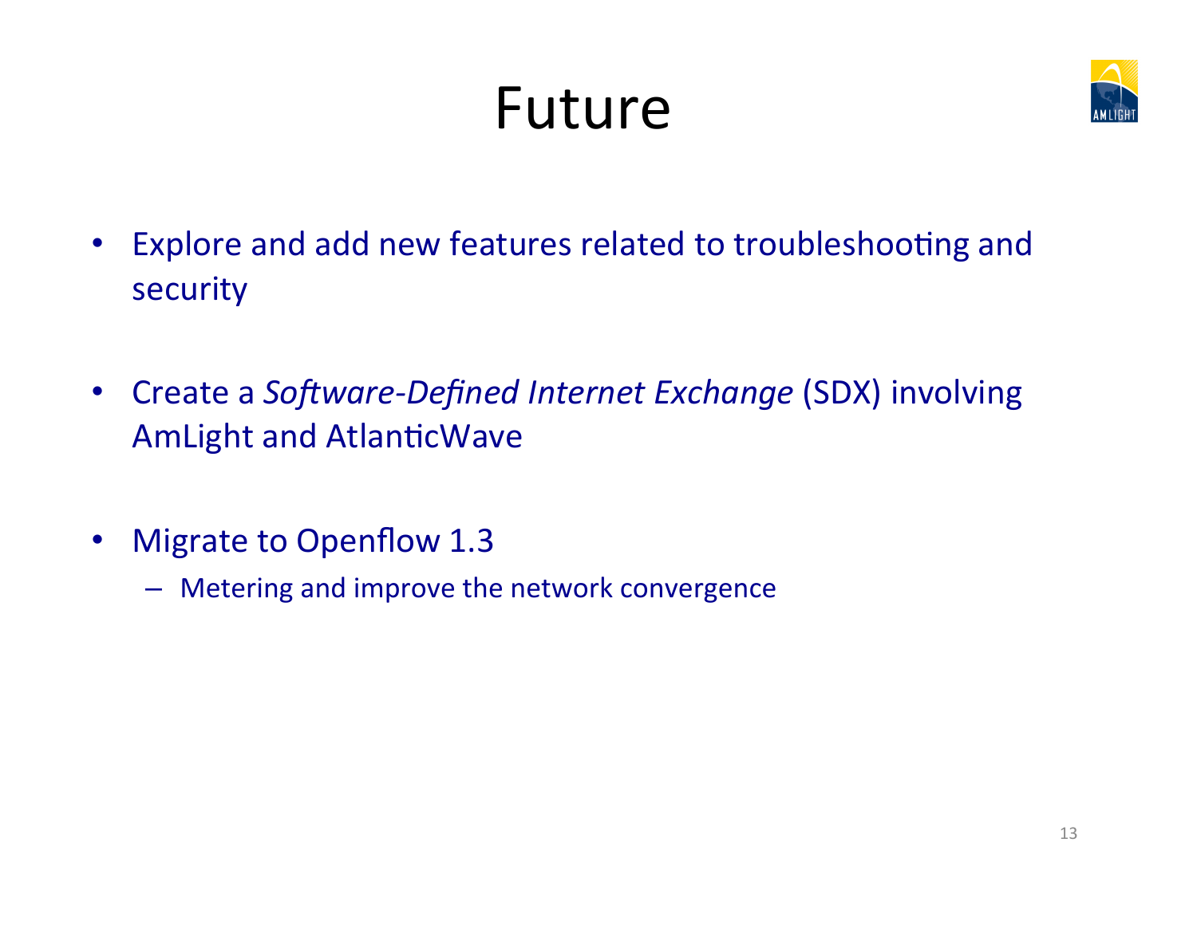# Future

- Explore and add new features related to troubleshooting and security

- Create a *Software-Defined Internet Exchange* (SDX) involving AmLight and AtlanticWave

- Migrate to Openflow 1.3
  - Metering and improve the network convergence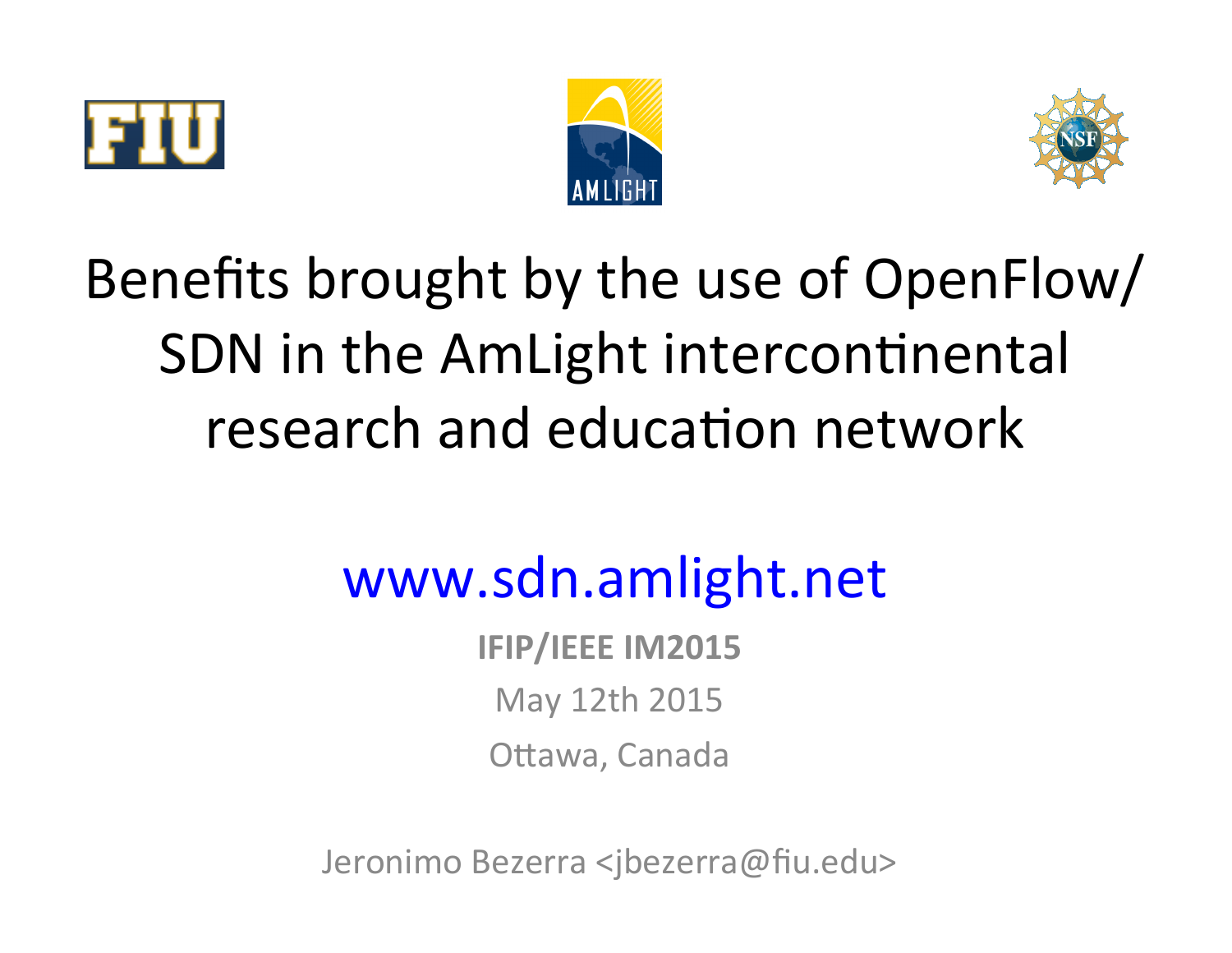# Benefits brought by the use of OpenFlow/SDN in the AmLight intercontinental research and education network

www.sdn.amlight.net

**IFIP/IEEE IM2015**

May 12th 2015

Ottawa, Canada

Jeronimo Bezerra <jbezerra@fiu.edu>